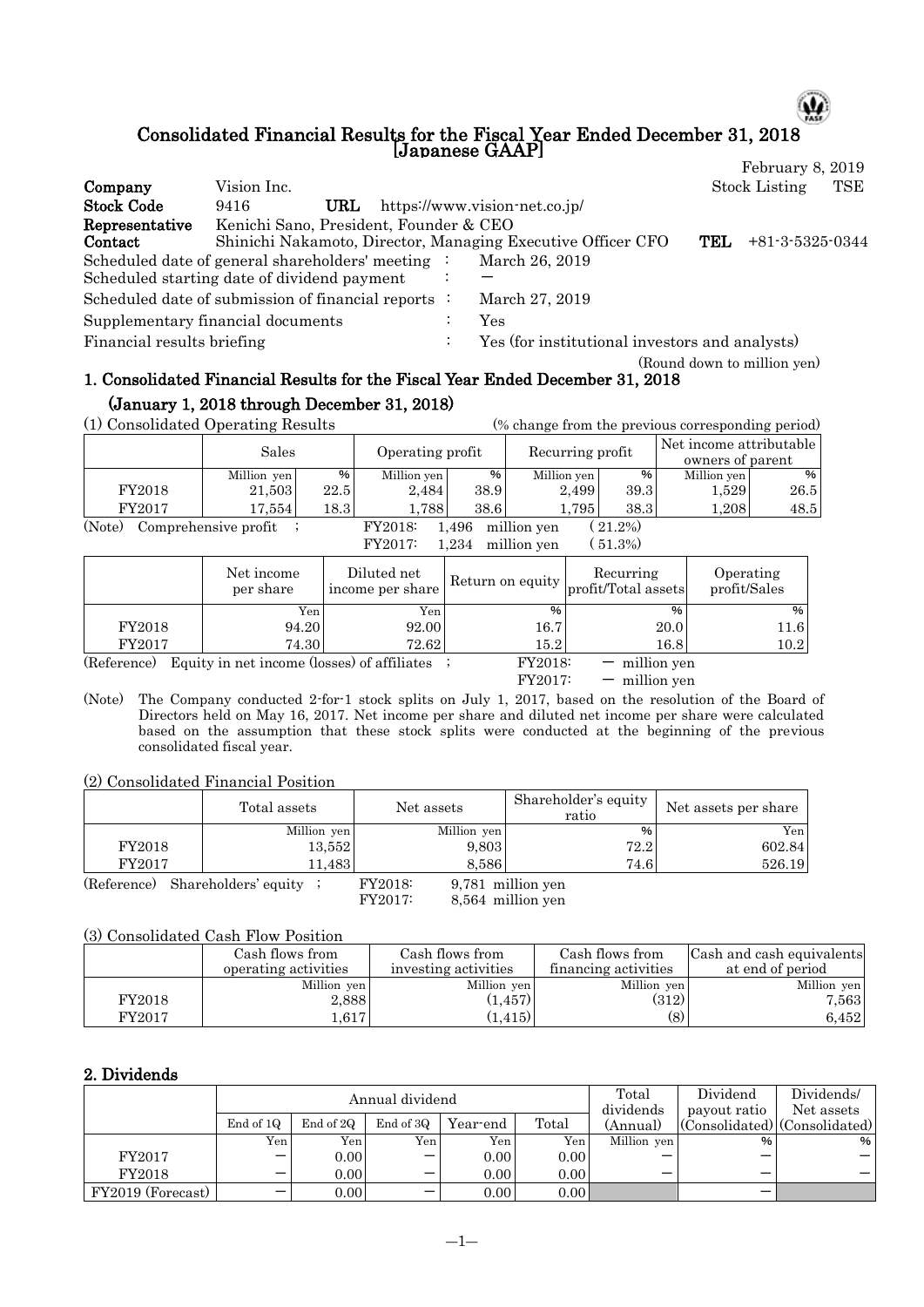# Consolidated Financial Results for the Fiscal Year Ended December 31, 2018 [Japanese GAAP]

February 8, 2019

| | | |
|---|---|---|
| **Company** | Vision Inc. | Stock Listing TSE |
| **Stock Code** | 9416 **URL** https://www.vision-net.co.jp/ | |
| **Representative** | Kenichi Sano, President, Founder & CEO | |
| **Contact** | Shinichi Nakamoto, Director, Managing Executive Officer CFO | **TEL** +81-3-5325-0344 |

Scheduled date of general shareholders' meeting : March 26, 2019
Scheduled starting date of dividend payment : －
Scheduled date of submission of financial reports : March 27, 2019
Supplementary financial documents : Yes
Financial results briefing : Yes (for institutional investors and analysts)

(Round down to million yen)

## 1. Consolidated Financial Results for the Fiscal Year Ended December 31, 2018 (January 1, 2018 through December 31, 2018)

(1) Consolidated Operating Results (% change from the previous corresponding period)

| | Sales | | Operating profit | | Recurring profit | | Net income attributable owners of parent | |
|---|---|---|---|---|---|---|---|---|
| | Million yen | % | Million yen | % | Million yen | % | Million yen | % |
| FY2018 | 21,503 | 22.5 | 2,484 | 38.9 | 2,499 | 39.3 | 1,529 | 26.5 |
| FY2017 | 17,554 | 18.3 | 1,788 | 38.6 | 1,795 | 38.3 | 1,208 | 48.5 |

(Note) Comprehensive profit ; FY2018: 1,496 million yen (21.2%)
FY2017: 1,234 million yen (51.3%)

| | Net income per share | Diluted net income per share | Return on equity | Recurring profit/Total assets | Operating profit/Sales |
|---|---|---|---|---|---|
| | Yen | Yen | % | % | % |
| FY2018 | 94.20 | 92.00 | 16.7 | 20.0 | 11.6 |
| FY2017 | 74.30 | 72.62 | 15.2 | 16.8 | 10.2 |

(Reference) Equity in net income (losses) of affiliates ; FY2018: － million yen
FY2017: － million yen

(Note) The Company conducted 2-for-1 stock splits on July 1, 2017, based on the resolution of the Board of Directors held on May 16, 2017. Net income per share and diluted net income per share were calculated based on the assumption that these stock splits were conducted at the beginning of the previous consolidated fiscal year.

(2) Consolidated Financial Position

| | Total assets | Net assets | Shareholder's equity ratio | Net assets per share |
|---|---|---|---|---|
| | Million yen | Million yen | % | Yen |
| FY2018 | 13,552 | 9,803 | 72.2 | 602.84 |
| FY2017 | 11,483 | 8,586 | 74.6 | 526.19 |

(Reference) Shareholders' equity ; FY2018: 9,781 million yen
FY2017: 8,564 million yen

(3) Consolidated Cash Flow Position

| | Cash flows from operating activities | Cash flows from investing activities | Cash flows from financing activities | Cash and cash equivalents at end of period |
|---|---|---|---|---|
| | Million yen | Million yen | Million yen | Million yen |
| FY2018 | 2,888 | (1,457) | (312) | 7,563 |
| FY2017 | 1,617 | (1,415) | (8) | 6,452 |

## 2. Dividends

| | Annual dividend | | | | | Total dividends (Annual) | Dividend payout ratio (Consolidated) | Dividends/ Net assets (Consolidated) |
|---|---|---|---|---|---|---|---|---|
| | End of 1Q | End of 2Q | End of 3Q | Year-end | Total | | | |
| | Yen | Yen | Yen | Yen | Yen | Million yen | % | % |
| FY2017 | － | 0.00 | － | 0.00 | 0.00 | － | － | － |
| FY2018 | － | 0.00 | － | 0.00 | 0.00 | － | － | － |
| FY2019 (Forecast) | － | 0.00 | － | 0.00 | 0.00 | | － | |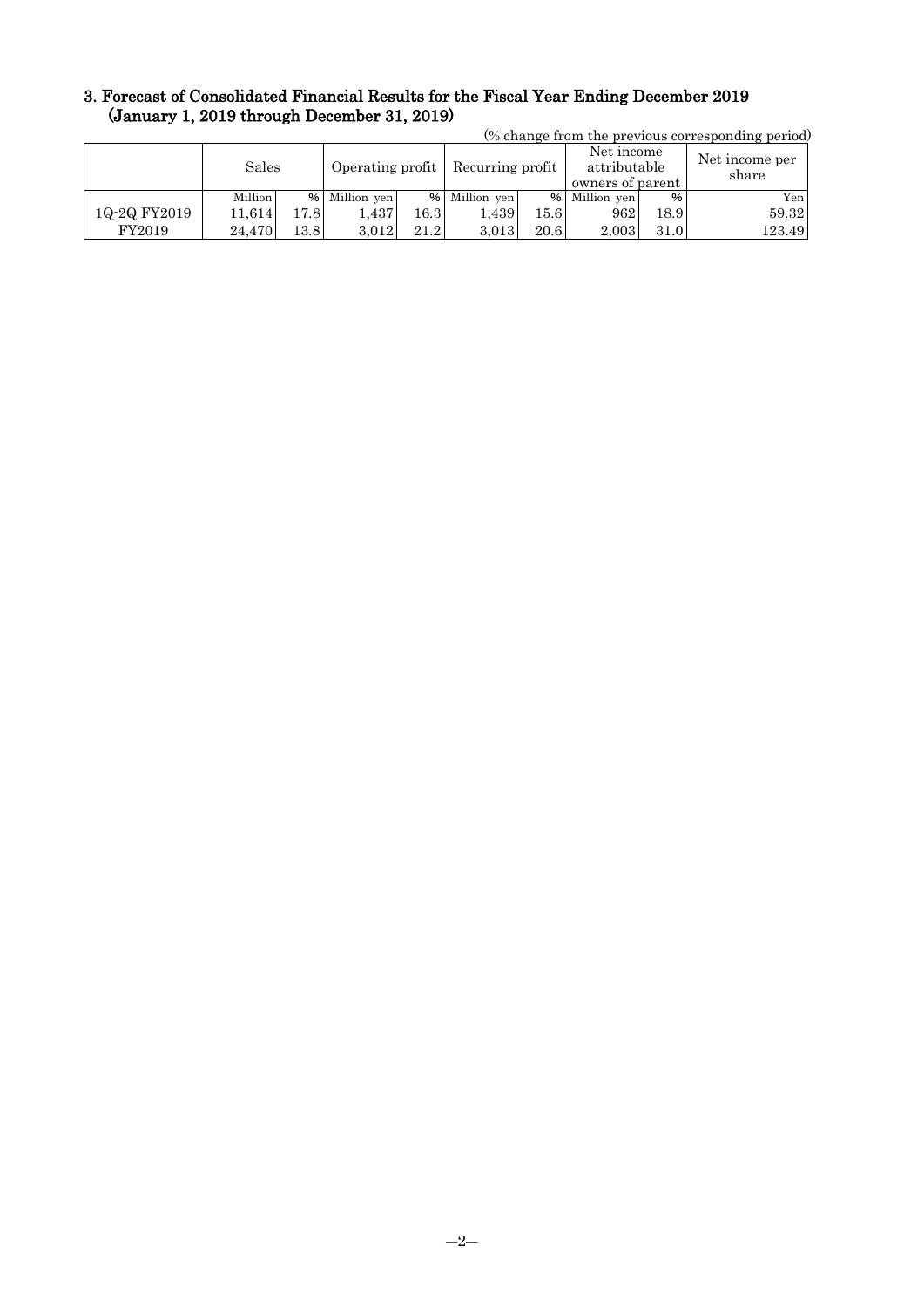### 3. Forecast of Consolidated Financial Results for the Fiscal Year Ending December 2019 (January 1, 2019 through December 31, 2019)

(% change from the previous corresponding period)

| | Sales | | Operating profit | | Recurring profit | | Net income attributable owners of parent | | Net income per share |
|---|---|---|---|---|---|---|---|---|---|
| | Million | % | Million yen | % | Million yen | % | Million yen | % | Yen |
| 1Q-2Q FY2019 | 11,614 | 17.8 | 1,437 | 16.3 | 1,439 | 15.6 | 962 | 18.9 | 59.32 |
| FY2019 | 24,470 | 13.8 | 3,012 | 21.2 | 3,013 | 20.6 | 2,003 | 31.0 | 123.49 |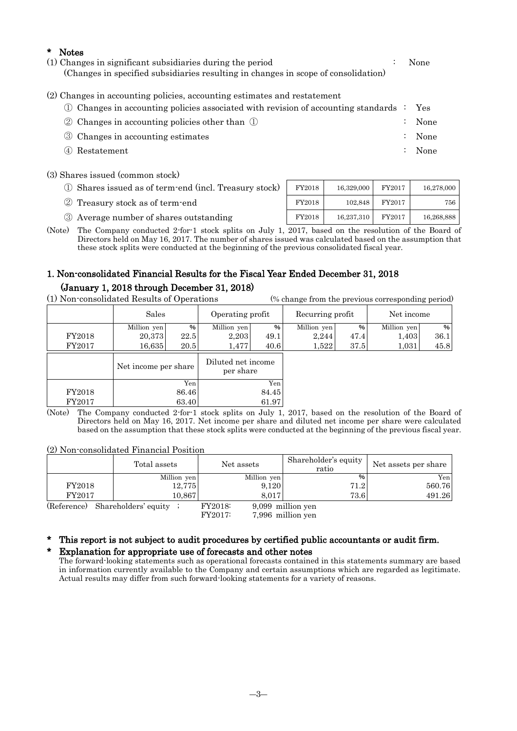## * Notes

(1) Changes in significant subsidiaries during the period : None
(Changes in specified subsidiaries resulting in changes in scope of consolidation)

(2) Changes in accounting policies, accounting estimates and restatement

① Changes in accounting policies associated with revision of accounting standards : Yes

② Changes in accounting policies other than ① : None

③ Changes in accounting estimates : None

④ Restatement : None

(3) Shares issued (common stock)

| | | | | |
|---|---|---|---|---|
| ① Shares issued as of term-end (incl. Treasury stock) | FY2018 | 16,329,000 | FY2017 | 16,278,000 |
| ② Treasury stock as of term-end | FY2018 | 102,848 | FY2017 | 756 |
| ③ Average number of shares outstanding | FY2018 | 16,237,310 | FY2017 | 16,268,888 |

(Note) The Company conducted 2-for-1 stock splits on July 1, 2017, based on the resolution of the Board of Directors held on May 16, 2017. The number of shares issued was calculated based on the assumption that these stock splits were conducted at the beginning of the previous consolidated fiscal year.

## 1. Non-consolidated Financial Results for the Fiscal Year Ended December 31, 2018 (January 1, 2018 through December 31, 2018)

(1) Non-consolidated Results of Operations (% change from the previous corresponding period)

| | Sales | | Operating profit | | Recurring profit | | Net income | |
|---|---|---|---|---|---|---|---|---|
| | Million yen | % | Million yen | % | Million yen | % | Million yen | % |
| FY2018 | 20,373 | 22.5 | 2,203 | 49.1 | 2,244 | 47.4 | 1,403 | 36.1 |
| FY2017 | 16,635 | 20.5 | 1,477 | 40.6 | 1,522 | 37.5 | 1,031 | 45.8 |

| | Net income per share | Diluted net income per share |
|---|---|---|
| | Yen | Yen |
| FY2018 | 86.46 | 84.45 |
| FY2017 | 63.40 | 61.97 |

(Note) The Company conducted 2-for-1 stock splits on July 1, 2017, based on the resolution of the Board of Directors held on May 16, 2017. Net income per share and diluted net income per share were calculated based on the assumption that these stock splits were conducted at the beginning of the previous fiscal year.

(2) Non-consolidated Financial Position

| | Total assets | Net assets | Shareholder's equity ratio | Net assets per share |
|---|---|---|---|---|
| | Million yen | Million yen | % | Yen |
| FY2018 | 12,775 | 9,120 | 71.2 | 560.76 |
| FY2017 | 10,867 | 8,017 | 73.6 | 491.26 |

(Reference) Shareholders' equity ; FY2018: 9,099 million yen
FY2017: 7,996 million yen

### * This report is not subject to audit procedures by certified public accountants or audit firm.

### * Explanation for appropriate use of forecasts and other notes

The forward-looking statements such as operational forecasts contained in this statements summary are based in information currently available to the Company and certain assumptions which are regarded as legitimate. Actual results may differ from such forward-looking statements for a variety of reasons.